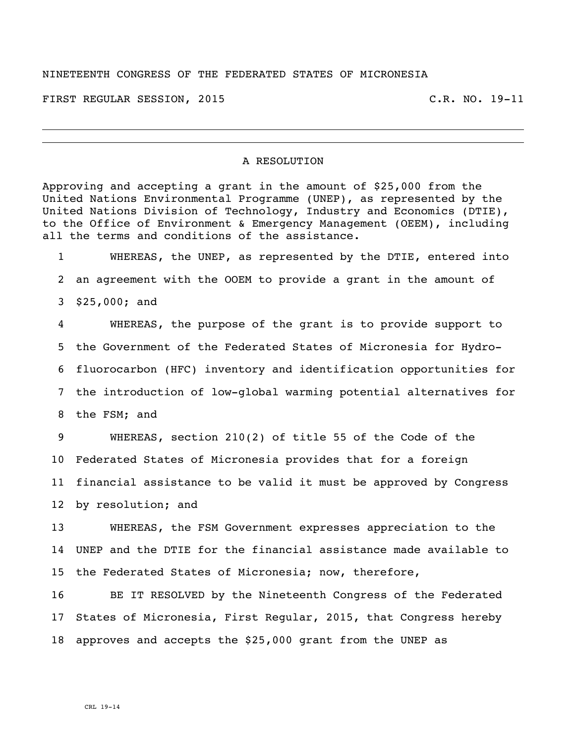NINETEENTH CONGRESS OF THE FEDERATED STATES OF MICRONESIA

FIRST REGULAR SESSION, 2015 C.R. NO. 19-11

---

A RESOLUTION

Approving and accepting a grant in the amount of $25,000 from the United Nations Environmental Programme (UNEP), as represented by the United Nations Division of Technology, Industry and Economics (DTIE), to the Office of Environment & Emergency Management (OEEM), including all the terms and conditions of the assistance.

1 WHEREAS, the UNEP, as represented by the DTIE, entered into
2 an agreement with the OOEM to provide a grant in the amount of
3 $25,000; and
4 WHEREAS, the purpose of the grant is to provide support to
5 the Government of the Federated States of Micronesia for Hydro-
6 fluorocarbon (HFC) inventory and identification opportunities for
7 the introduction of low-global warming potential alternatives for
8 the FSM; and
9 WHEREAS, section 210(2) of title 55 of the Code of the
10 Federated States of Micronesia provides that for a foreign
11 financial assistance to be valid it must be approved by Congress
12 by resolution; and
13 WHEREAS, the FSM Government expresses appreciation to the
14 UNEP and the DTIE for the financial assistance made available to
15 the Federated States of Micronesia; now, therefore,
16 BE IT RESOLVED by the Nineteenth Congress of the Federated
17 States of Micronesia, First Regular, 2015, that Congress hereby
18 approves and accepts the $25,000 grant from the UNEP as

CRL 19-14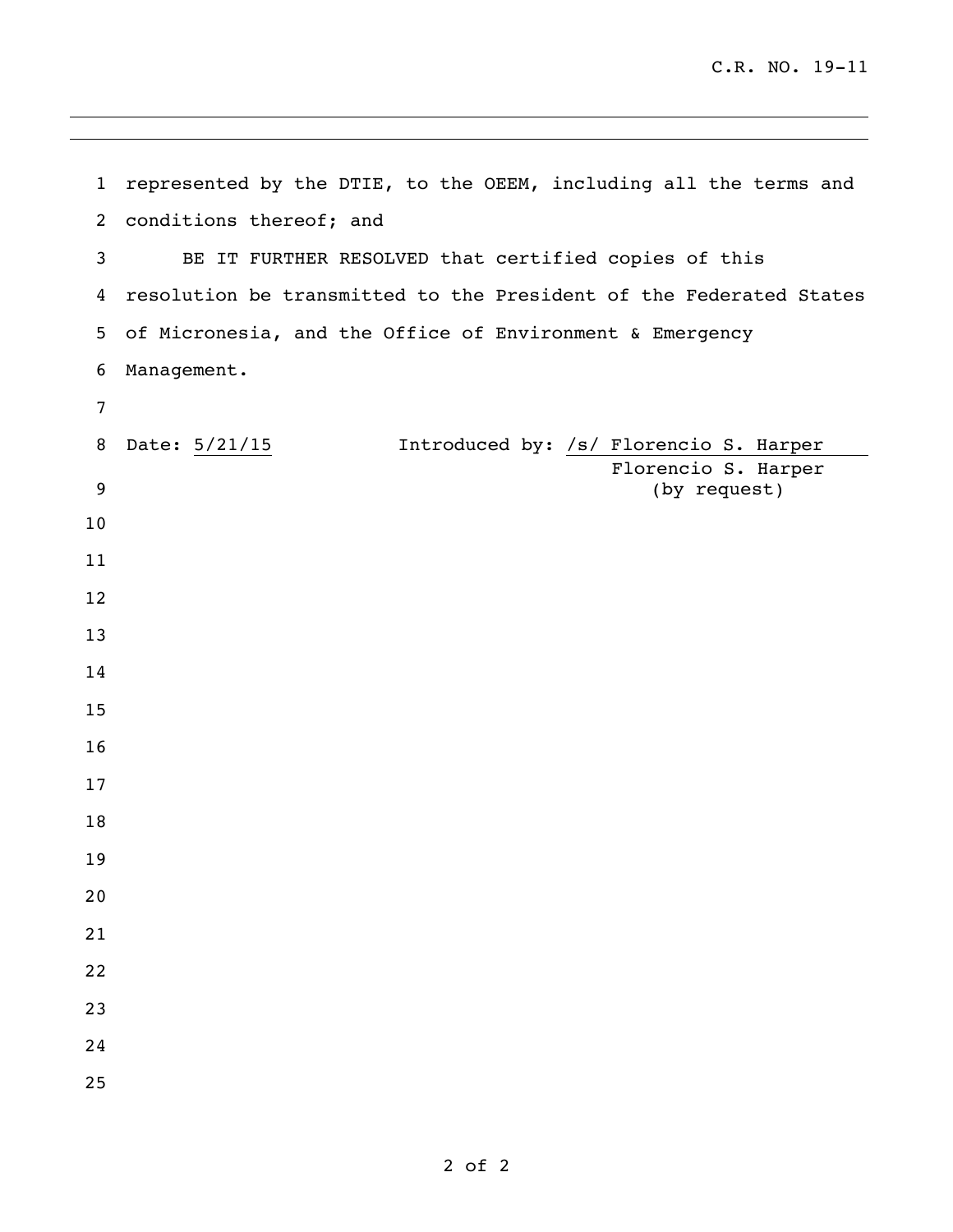represented by the DTIE, to the OEEM, including all the terms and conditions thereof; and

BE IT FURTHER RESOLVED that certified copies of this resolution be transmitted to the President of the Federated States of Micronesia, and the Office of Environment & Emergency Management.

Date: 5/21/15

Introduced by: /s/ Florencio S. Harper

Florencio S. Harper
(by request)